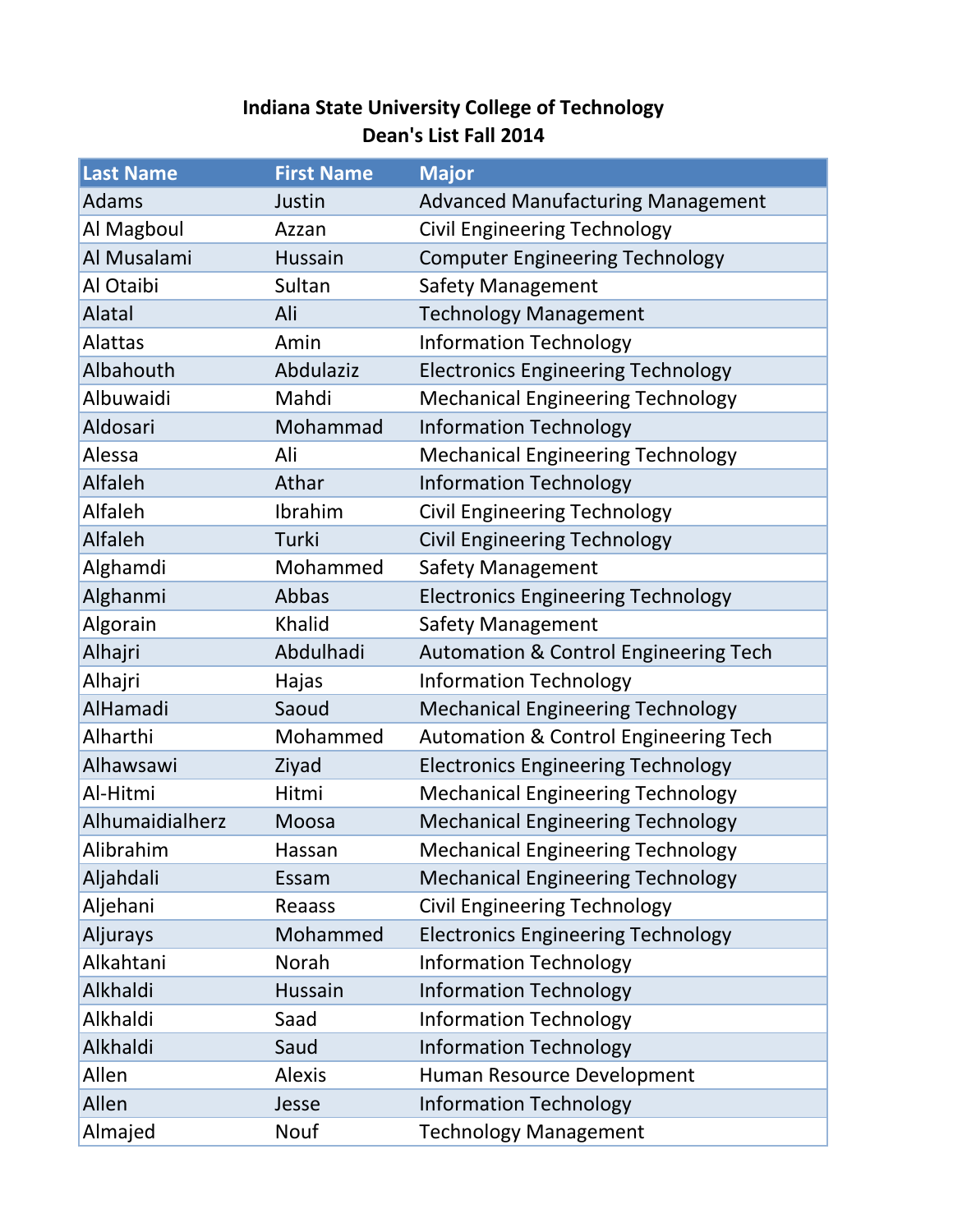# Indiana State University College of Technology
## Dean's List Fall 2014

| Last Name | First Name | Major |
|---|---|---|
| Adams | Justin | Advanced Manufacturing Management |
| Al Magboul | Azzan | Civil Engineering Technology |
| Al Musalami | Hussain | Computer Engineering Technology |
| Al Otaibi | Sultan | Safety Management |
| Alatal | Ali | Technology Management |
| Alattas | Amin | Information Technology |
| Albahouth | Abdulaziz | Electronics Engineering Technology |
| Albuwaidi | Mahdi | Mechanical Engineering Technology |
| Aldosari | Mohammad | Information Technology |
| Alessa | Ali | Mechanical Engineering Technology |
| Alfaleh | Athar | Information Technology |
| Alfaleh | Ibrahim | Civil Engineering Technology |
| Alfaleh | Turki | Civil Engineering Technology |
| Alghamdi | Mohammed | Safety Management |
| Alghanmi | Abbas | Electronics Engineering Technology |
| Algorain | Khalid | Safety Management |
| Alhajri | Abdulhadi | Automation & Control Engineering Tech |
| Alhajri | Hajas | Information Technology |
| AlHamadi | Saoud | Mechanical Engineering Technology |
| Alharthi | Mohammed | Automation & Control Engineering Tech |
| Alhawsawi | Ziyad | Electronics Engineering Technology |
| Al-Hitmi | Hitmi | Mechanical Engineering Technology |
| Alhumaidialherz | Moosa | Mechanical Engineering Technology |
| Alibrahim | Hassan | Mechanical Engineering Technology |
| Aljahdali | Essam | Mechanical Engineering Technology |
| Aljehani | Reaass | Civil Engineering Technology |
| Aljurays | Mohammed | Electronics Engineering Technology |
| Alkahtani | Norah | Information Technology |
| Alkhaldi | Hussain | Information Technology |
| Alkhaldi | Saad | Information Technology |
| Alkhaldi | Saud | Information Technology |
| Allen | Alexis | Human Resource Development |
| Allen | Jesse | Information Technology |
| Almajed | Nouf | Technology Management |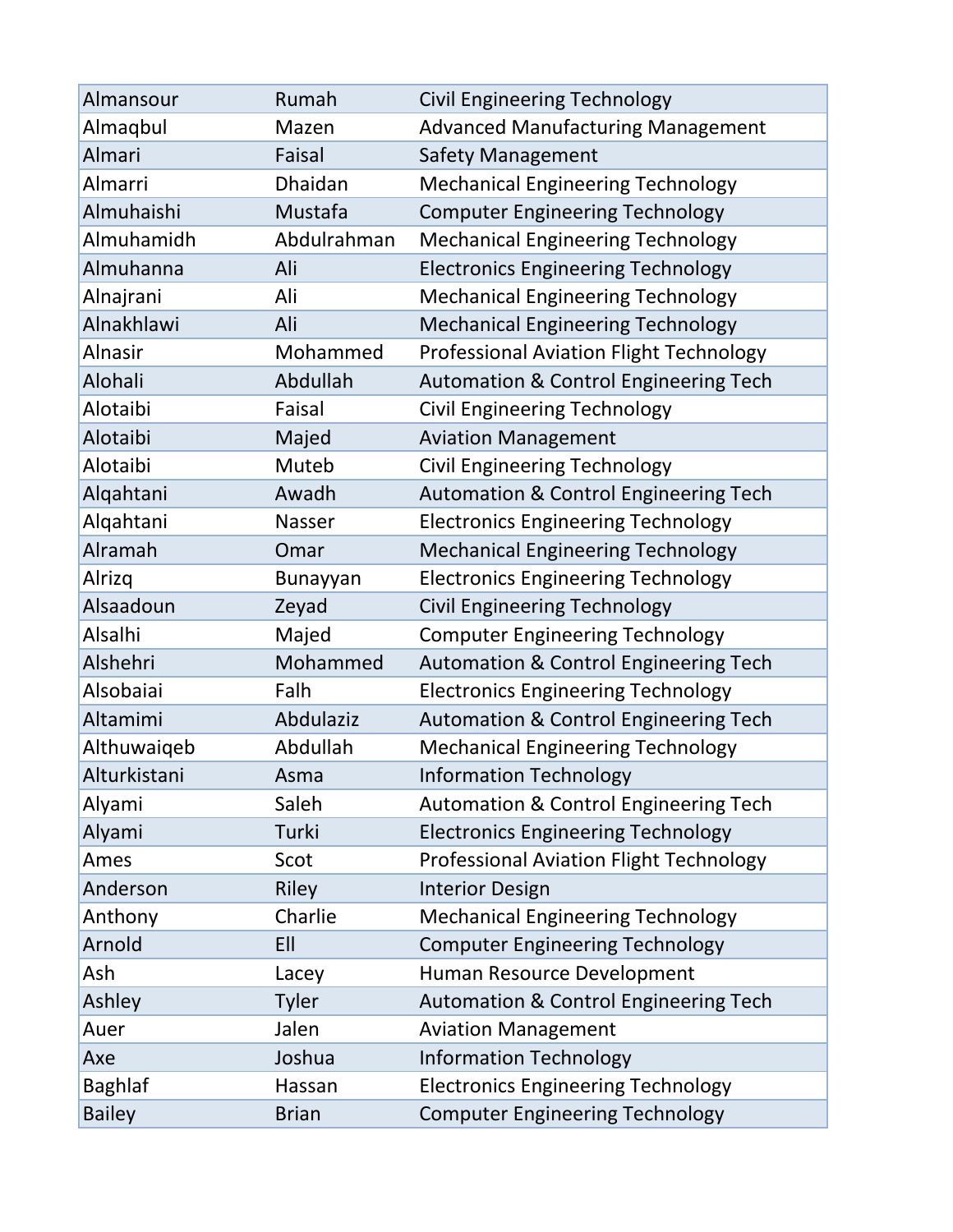| | | |
|---|---|---|
| Almansour | Rumah | Civil Engineering Technology |
| Almaqbul | Mazen | Advanced Manufacturing Management |
| Almari | Faisal | Safety Management |
| Almarri | Dhaidan | Mechanical Engineering Technology |
| Almuhaishi | Mustafa | Computer Engineering Technology |
| Almuhamidh | Abdulrahman | Mechanical Engineering Technology |
| Almuhanna | Ali | Electronics Engineering Technology |
| Alnajrani | Ali | Mechanical Engineering Technology |
| Alnakhlawi | Ali | Mechanical Engineering Technology |
| Alnasir | Mohammed | Professional Aviation Flight Technology |
| Alohali | Abdullah | Automation & Control Engineering Tech |
| Alotaibi | Faisal | Civil Engineering Technology |
| Alotaibi | Majed | Aviation Management |
| Alotaibi | Muteb | Civil Engineering Technology |
| Alqahtani | Awadh | Automation & Control Engineering Tech |
| Alqahtani | Nasser | Electronics Engineering Technology |
| Alramah | Omar | Mechanical Engineering Technology |
| Alrizq | Bunayyan | Electronics Engineering Technology |
| Alsaadoun | Zeyad | Civil Engineering Technology |
| Alsalhi | Majed | Computer Engineering Technology |
| Alshehri | Mohammed | Automation & Control Engineering Tech |
| Alsobaiai | Falh | Electronics Engineering Technology |
| Altamimi | Abdulaziz | Automation & Control Engineering Tech |
| Althuwaiqeb | Abdullah | Mechanical Engineering Technology |
| Alturkistani | Asma | Information Technology |
| Alyami | Saleh | Automation & Control Engineering Tech |
| Alyami | Turki | Electronics Engineering Technology |
| Ames | Scot | Professional Aviation Flight Technology |
| Anderson | Riley | Interior Design |
| Anthony | Charlie | Mechanical Engineering Technology |
| Arnold | Ell | Computer Engineering Technology |
| Ash | Lacey | Human Resource Development |
| Ashley | Tyler | Automation & Control Engineering Tech |
| Auer | Jalen | Aviation Management |
| Axe | Joshua | Information Technology |
| Baghlaf | Hassan | Electronics Engineering Technology |
| Bailey | Brian | Computer Engineering Technology |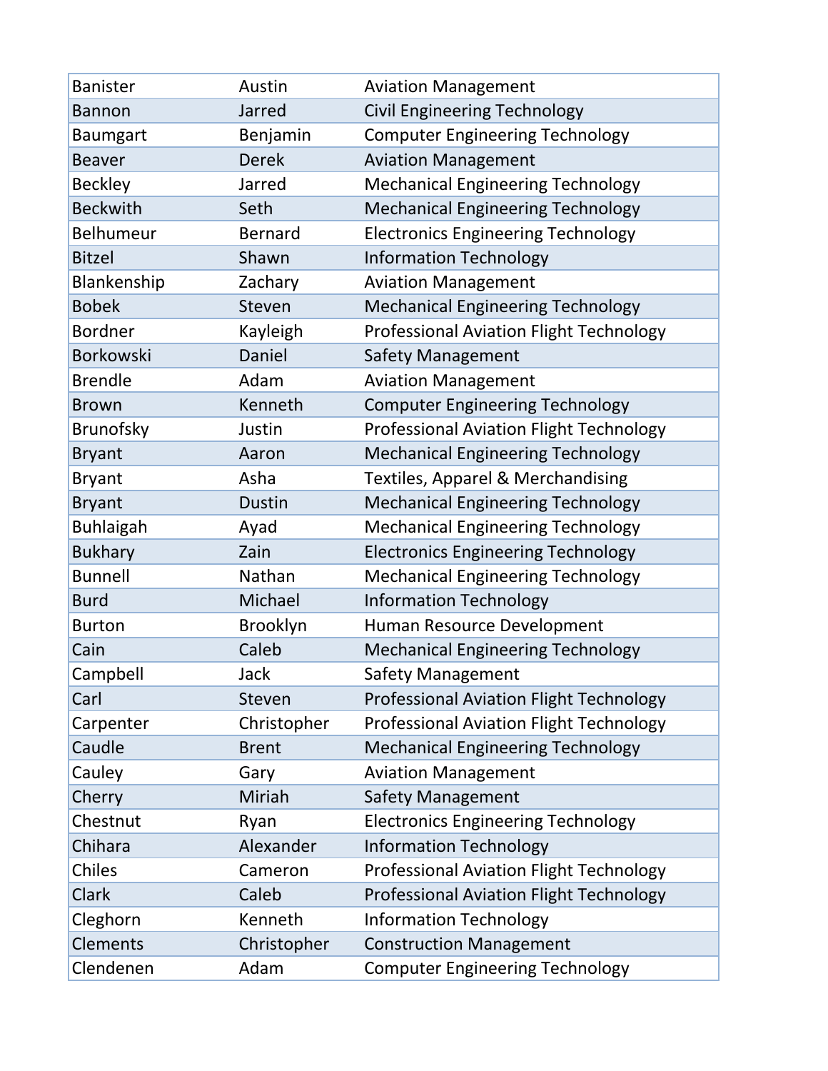| | | |
|---|---|---|
| Banister | Austin | Aviation Management |
| Bannon | Jarred | Civil Engineering Technology |
| Baumgart | Benjamin | Computer Engineering Technology |
| Beaver | Derek | Aviation Management |
| Beckley | Jarred | Mechanical Engineering Technology |
| Beckwith | Seth | Mechanical Engineering Technology |
| Belhumeur | Bernard | Electronics Engineering Technology |
| Bitzel | Shawn | Information Technology |
| Blankenship | Zachary | Aviation Management |
| Bobek | Steven | Mechanical Engineering Technology |
| Bordner | Kayleigh | Professional Aviation Flight Technology |
| Borkowski | Daniel | Safety Management |
| Brendle | Adam | Aviation Management |
| Brown | Kenneth | Computer Engineering Technology |
| Brunofsky | Justin | Professional Aviation Flight Technology |
| Bryant | Aaron | Mechanical Engineering Technology |
| Bryant | Asha | Textiles, Apparel & Merchandising |
| Bryant | Dustin | Mechanical Engineering Technology |
| Buhlaigah | Ayad | Mechanical Engineering Technology |
| Bukhary | Zain | Electronics Engineering Technology |
| Bunnell | Nathan | Mechanical Engineering Technology |
| Burd | Michael | Information Technology |
| Burton | Brooklyn | Human Resource Development |
| Cain | Caleb | Mechanical Engineering Technology |
| Campbell | Jack | Safety Management |
| Carl | Steven | Professional Aviation Flight Technology |
| Carpenter | Christopher | Professional Aviation Flight Technology |
| Caudle | Brent | Mechanical Engineering Technology |
| Cauley | Gary | Aviation Management |
| Cherry | Miriah | Safety Management |
| Chestnut | Ryan | Electronics Engineering Technology |
| Chihara | Alexander | Information Technology |
| Chiles | Cameron | Professional Aviation Flight Technology |
| Clark | Caleb | Professional Aviation Flight Technology |
| Cleghorn | Kenneth | Information Technology |
| Clements | Christopher | Construction Management |
| Clendenen | Adam | Computer Engineering Technology |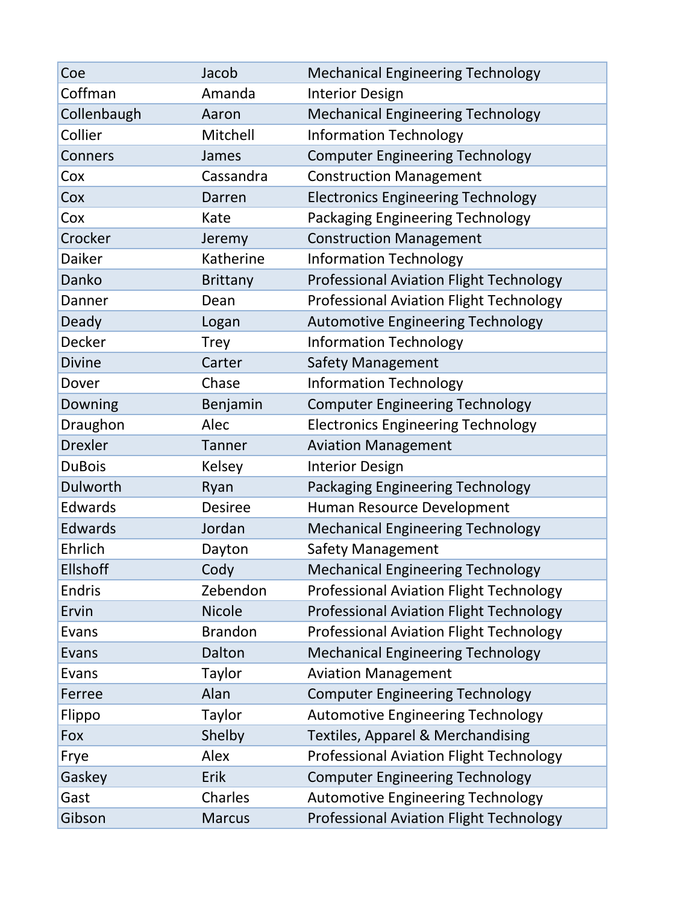| Coe | Jacob | Mechanical Engineering Technology |
|---|---|---|
| Coffman | Amanda | Interior Design |
| Collenbaugh | Aaron | Mechanical Engineering Technology |
| Collier | Mitchell | Information Technology |
| Conners | James | Computer Engineering Technology |
| Cox | Cassandra | Construction Management |
| Cox | Darren | Electronics Engineering Technology |
| Cox | Kate | Packaging Engineering Technology |
| Crocker | Jeremy | Construction Management |
| Daiker | Katherine | Information Technology |
| Danko | Brittany | Professional Aviation Flight Technology |
| Danner | Dean | Professional Aviation Flight Technology |
| Deady | Logan | Automotive Engineering Technology |
| Decker | Trey | Information Technology |
| Divine | Carter | Safety Management |
| Dover | Chase | Information Technology |
| Downing | Benjamin | Computer Engineering Technology |
| Draughon | Alec | Electronics Engineering Technology |
| Drexler | Tanner | Aviation Management |
| DuBois | Kelsey | Interior Design |
| Dulworth | Ryan | Packaging Engineering Technology |
| Edwards | Desiree | Human Resource Development |
| Edwards | Jordan | Mechanical Engineering Technology |
| Ehrlich | Dayton | Safety Management |
| Ellshoff | Cody | Mechanical Engineering Technology |
| Endris | Zebendon | Professional Aviation Flight Technology |
| Ervin | Nicole | Professional Aviation Flight Technology |
| Evans | Brandon | Professional Aviation Flight Technology |
| Evans | Dalton | Mechanical Engineering Technology |
| Evans | Taylor | Aviation Management |
| Ferree | Alan | Computer Engineering Technology |
| Flippo | Taylor | Automotive Engineering Technology |
| Fox | Shelby | Textiles, Apparel & Merchandising |
| Frye | Alex | Professional Aviation Flight Technology |
| Gaskey | Erik | Computer Engineering Technology |
| Gast | Charles | Automotive Engineering Technology |
| Gibson | Marcus | Professional Aviation Flight Technology |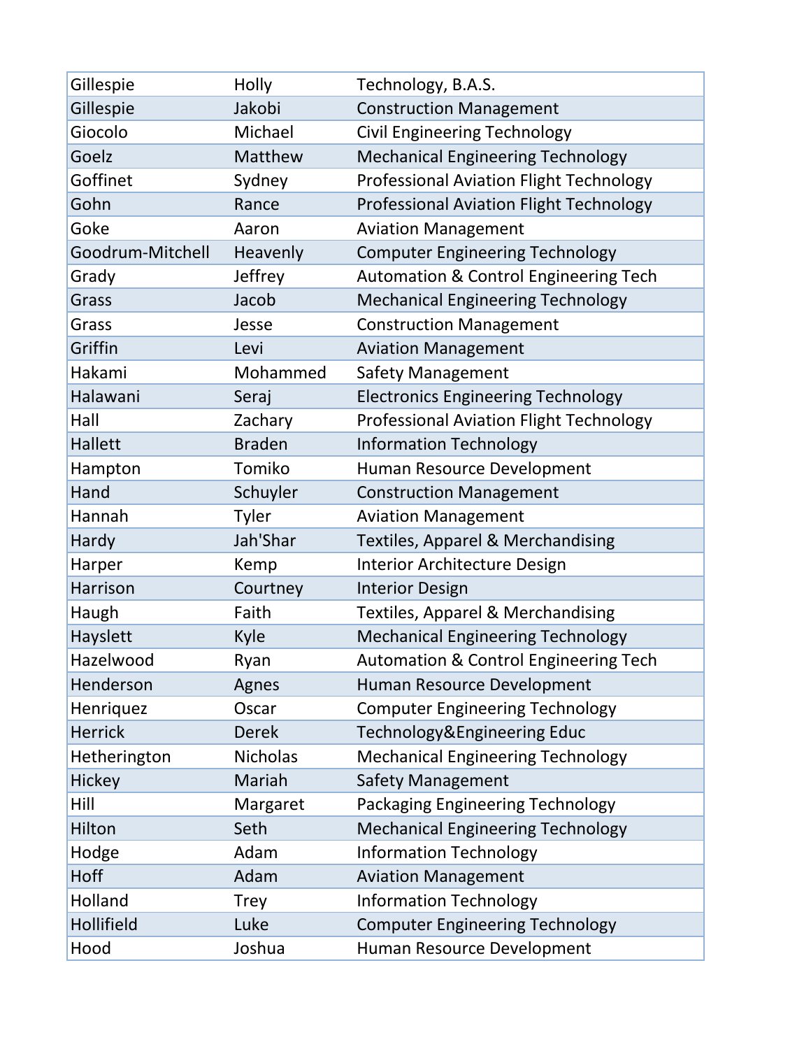| | | |
|---|---|---|
| Gillespie | Holly | Technology, B.A.S. |
| Gillespie | Jakobi | Construction Management |
| Giocolo | Michael | Civil Engineering Technology |
| Goelz | Matthew | Mechanical Engineering Technology |
| Goffinet | Sydney | Professional Aviation Flight Technology |
| Gohn | Rance | Professional Aviation Flight Technology |
| Goke | Aaron | Aviation Management |
| Goodrum-Mitchell | Heavenly | Computer Engineering Technology |
| Grady | Jeffrey | Automation & Control Engineering Tech |
| Grass | Jacob | Mechanical Engineering Technology |
| Grass | Jesse | Construction Management |
| Griffin | Levi | Aviation Management |
| Hakami | Mohammed | Safety Management |
| Halawani | Seraj | Electronics Engineering Technology |
| Hall | Zachary | Professional Aviation Flight Technology |
| Hallett | Braden | Information Technology |
| Hampton | Tomiko | Human Resource Development |
| Hand | Schuyler | Construction Management |
| Hannah | Tyler | Aviation Management |
| Hardy | Jah'Shar | Textiles, Apparel & Merchandising |
| Harper | Kemp | Interior Architecture Design |
| Harrison | Courtney | Interior Design |
| Haugh | Faith | Textiles, Apparel & Merchandising |
| Hayslett | Kyle | Mechanical Engineering Technology |
| Hazelwood | Ryan | Automation & Control Engineering Tech |
| Henderson | Agnes | Human Resource Development |
| Henriquez | Oscar | Computer Engineering Technology |
| Herrick | Derek | Technology&Engineering Educ |
| Hetherington | Nicholas | Mechanical Engineering Technology |
| Hickey | Mariah | Safety Management |
| Hill | Margaret | Packaging Engineering Technology |
| Hilton | Seth | Mechanical Engineering Technology |
| Hodge | Adam | Information Technology |
| Hoff | Adam | Aviation Management |
| Holland | Trey | Information Technology |
| Hollifield | Luke | Computer Engineering Technology |
| Hood | Joshua | Human Resource Development |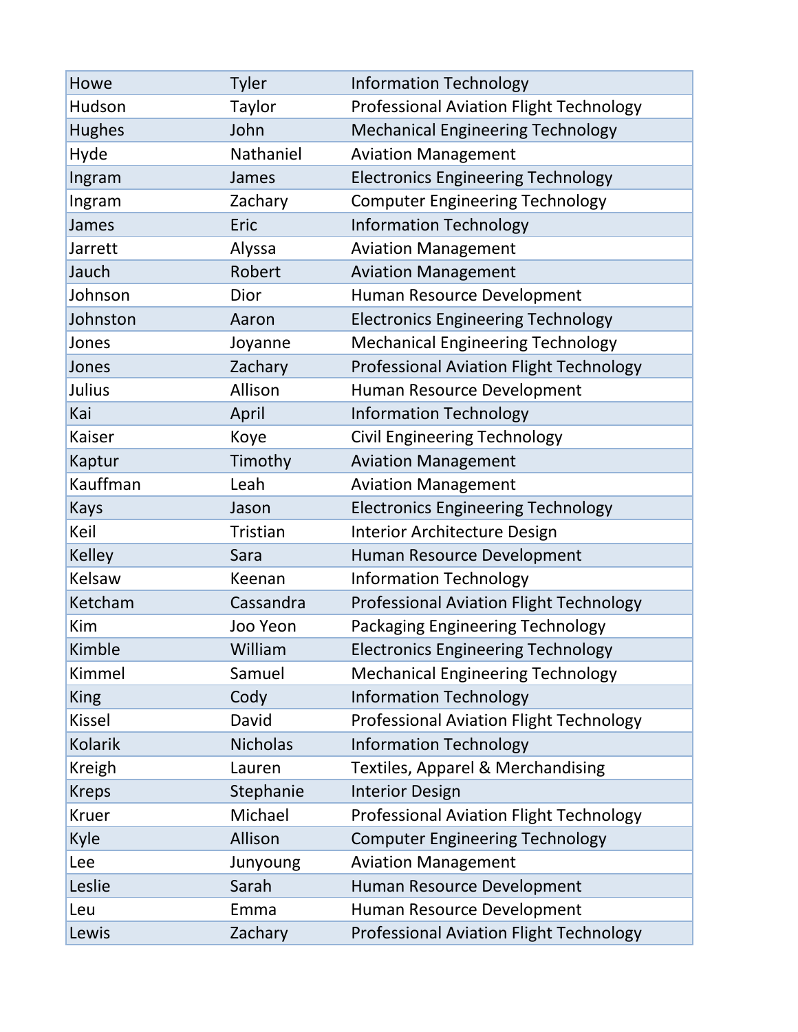| | | |
|---|---|---|
| Howe | Tyler | Information Technology |
| Hudson | Taylor | Professional Aviation Flight Technology |
| Hughes | John | Mechanical Engineering Technology |
| Hyde | Nathaniel | Aviation Management |
| Ingram | James | Electronics Engineering Technology |
| Ingram | Zachary | Computer Engineering Technology |
| James | Eric | Information Technology |
| Jarrett | Alyssa | Aviation Management |
| Jauch | Robert | Aviation Management |
| Johnson | Dior | Human Resource Development |
| Johnston | Aaron | Electronics Engineering Technology |
| Jones | Joyanne | Mechanical Engineering Technology |
| Jones | Zachary | Professional Aviation Flight Technology |
| Julius | Allison | Human Resource Development |
| Kai | April | Information Technology |
| Kaiser | Koye | Civil Engineering Technology |
| Kaptur | Timothy | Aviation Management |
| Kauffman | Leah | Aviation Management |
| Kays | Jason | Electronics Engineering Technology |
| Keil | Tristian | Interior Architecture Design |
| Kelley | Sara | Human Resource Development |
| Kelsaw | Keenan | Information Technology |
| Ketcham | Cassandra | Professional Aviation Flight Technology |
| Kim | Joo Yeon | Packaging Engineering Technology |
| Kimble | William | Electronics Engineering Technology |
| Kimmel | Samuel | Mechanical Engineering Technology |
| King | Cody | Information Technology |
| Kissel | David | Professional Aviation Flight Technology |
| Kolarik | Nicholas | Information Technology |
| Kreigh | Lauren | Textiles, Apparel & Merchandising |
| Kreps | Stephanie | Interior Design |
| Kruer | Michael | Professional Aviation Flight Technology |
| Kyle | Allison | Computer Engineering Technology |
| Lee | Junyoung | Aviation Management |
| Leslie | Sarah | Human Resource Development |
| Leu | Emma | Human Resource Development |
| Lewis | Zachary | Professional Aviation Flight Technology |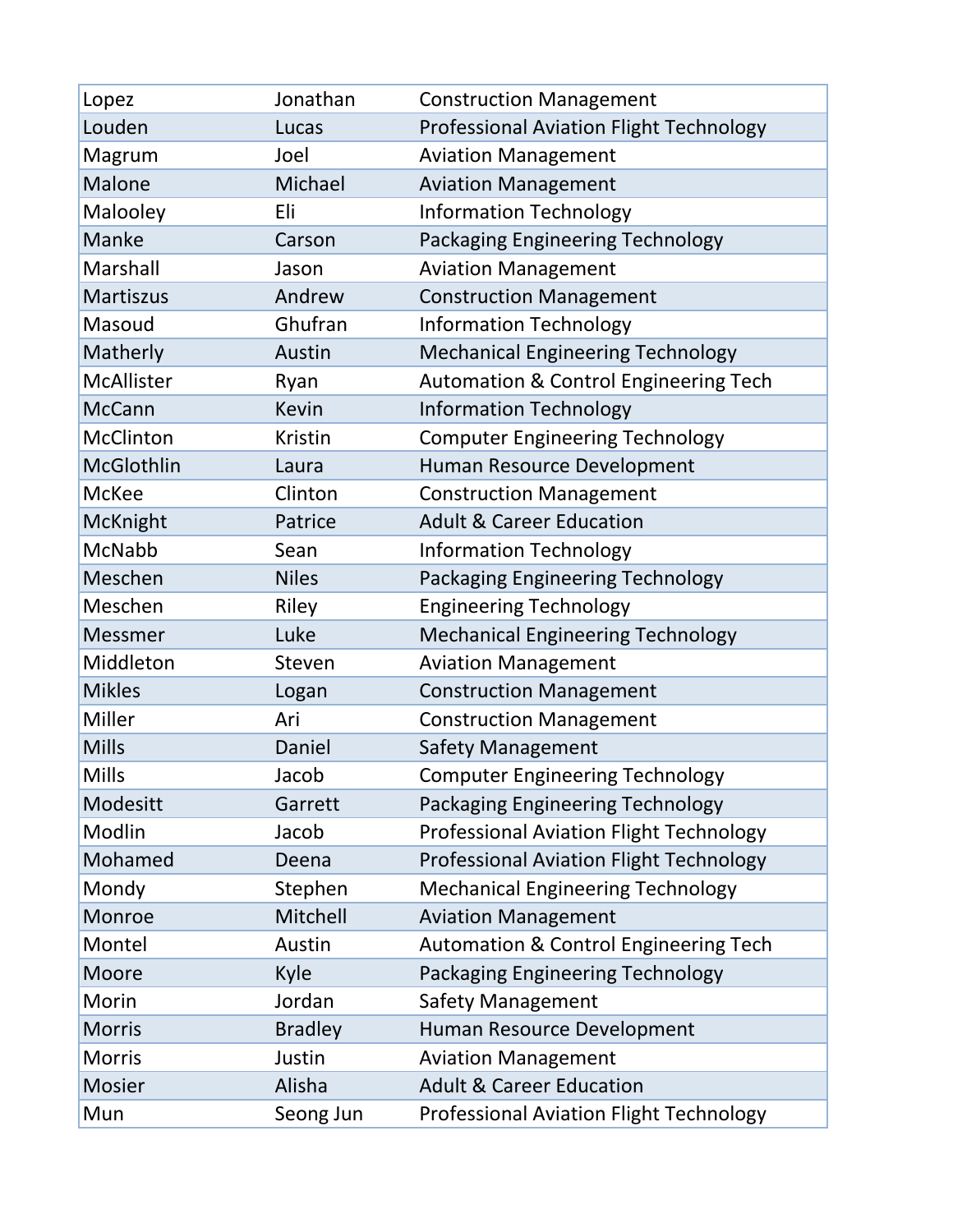| Lopez | Jonathan | Construction Management |
|---|---|---|
| Louden | Lucas | Professional Aviation Flight Technology |
| Magrum | Joel | Aviation Management |
| Malone | Michael | Aviation Management |
| Malooley | Eli | Information Technology |
| Manke | Carson | Packaging Engineering Technology |
| Marshall | Jason | Aviation Management |
| Martiszus | Andrew | Construction Management |
| Masoud | Ghufran | Information Technology |
| Matherly | Austin | Mechanical Engineering Technology |
| McAllister | Ryan | Automation & Control Engineering Tech |
| McCann | Kevin | Information Technology |
| McClinton | Kristin | Computer Engineering Technology |
| McGlothlin | Laura | Human Resource Development |
| McKee | Clinton | Construction Management |
| McKnight | Patrice | Adult & Career Education |
| McNabb | Sean | Information Technology |
| Meschen | Niles | Packaging Engineering Technology |
| Meschen | Riley | Engineering Technology |
| Messmer | Luke | Mechanical Engineering Technology |
| Middleton | Steven | Aviation Management |
| Mikles | Logan | Construction Management |
| Miller | Ari | Construction Management |
| Mills | Daniel | Safety Management |
| Mills | Jacob | Computer Engineering Technology |
| Modesitt | Garrett | Packaging Engineering Technology |
| Modlin | Jacob | Professional Aviation Flight Technology |
| Mohamed | Deena | Professional Aviation Flight Technology |
| Mondy | Stephen | Mechanical Engineering Technology |
| Monroe | Mitchell | Aviation Management |
| Montel | Austin | Automation & Control Engineering Tech |
| Moore | Kyle | Packaging Engineering Technology |
| Morin | Jordan | Safety Management |
| Morris | Bradley | Human Resource Development |
| Morris | Justin | Aviation Management |
| Mosier | Alisha | Adult & Career Education |
| Mun | Seong Jun | Professional Aviation Flight Technology |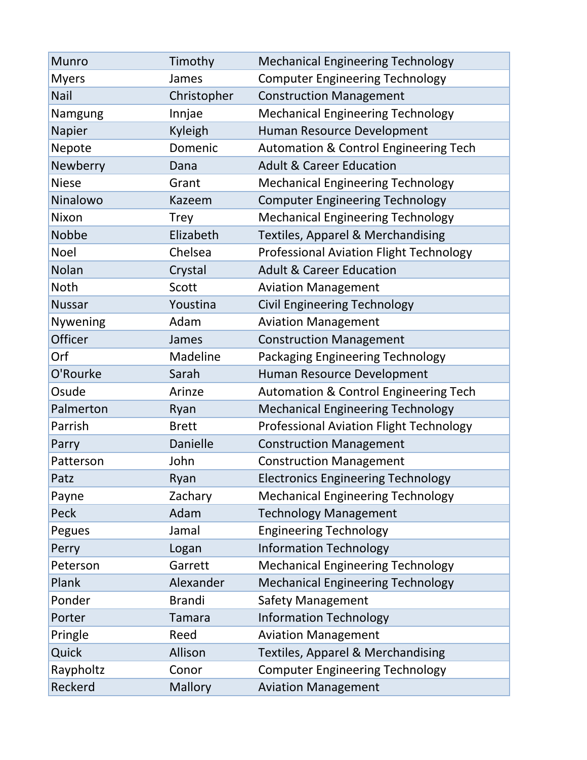| | | |
|---|---|---|
| Munro | Timothy | Mechanical Engineering Technology |
| Myers | James | Computer Engineering Technology |
| Nail | Christopher | Construction Management |
| Namgung | Innjae | Mechanical Engineering Technology |
| Napier | Kyleigh | Human Resource Development |
| Nepote | Domenic | Automation & Control Engineering Tech |
| Newberry | Dana | Adult & Career Education |
| Niese | Grant | Mechanical Engineering Technology |
| Ninalowo | Kazeem | Computer Engineering Technology |
| Nixon | Trey | Mechanical Engineering Technology |
| Nobbe | Elizabeth | Textiles, Apparel & Merchandising |
| Noel | Chelsea | Professional Aviation Flight Technology |
| Nolan | Crystal | Adult & Career Education |
| Noth | Scott | Aviation Management |
| Nussar | Youstina | Civil Engineering Technology |
| Nywening | Adam | Aviation Management |
| Officer | James | Construction Management |
| Orf | Madeline | Packaging Engineering Technology |
| O'Rourke | Sarah | Human Resource Development |
| Osude | Arinze | Automation & Control Engineering Tech |
| Palmerton | Ryan | Mechanical Engineering Technology |
| Parrish | Brett | Professional Aviation Flight Technology |
| Parry | Danielle | Construction Management |
| Patterson | John | Construction Management |
| Patz | Ryan | Electronics Engineering Technology |
| Payne | Zachary | Mechanical Engineering Technology |
| Peck | Adam | Technology Management |
| Pegues | Jamal | Engineering Technology |
| Perry | Logan | Information Technology |
| Peterson | Garrett | Mechanical Engineering Technology |
| Plank | Alexander | Mechanical Engineering Technology |
| Ponder | Brandi | Safety Management |
| Porter | Tamara | Information Technology |
| Pringle | Reed | Aviation Management |
| Quick | Allison | Textiles, Apparel & Merchandising |
| Raypholtz | Conor | Computer Engineering Technology |
| Reckerd | Mallory | Aviation Management |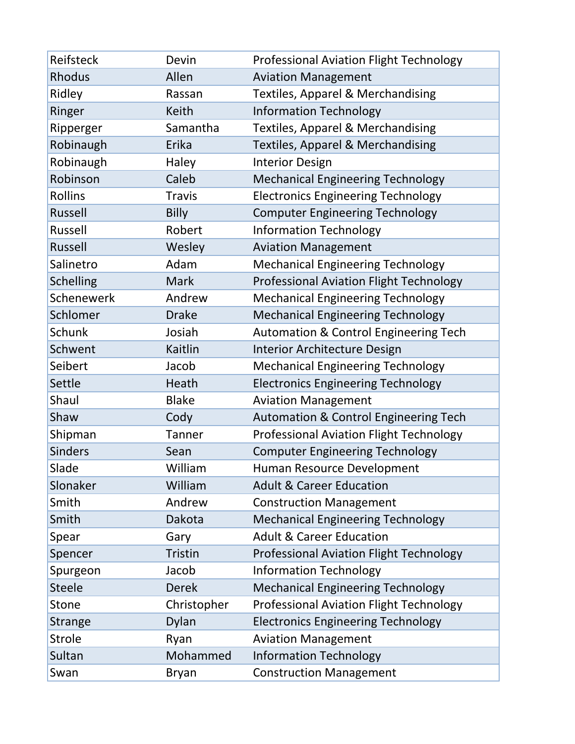| | | |
|---|---|---|
| Reifsteck | Devin | Professional Aviation Flight Technology |
| Rhodus | Allen | Aviation Management |
| Ridley | Rassan | Textiles, Apparel & Merchandising |
| Ringer | Keith | Information Technology |
| Ripperger | Samantha | Textiles, Apparel & Merchandising |
| Robinaugh | Erika | Textiles, Apparel & Merchandising |
| Robinaugh | Haley | Interior Design |
| Robinson | Caleb | Mechanical Engineering Technology |
| Rollins | Travis | Electronics Engineering Technology |
| Russell | Billy | Computer Engineering Technology |
| Russell | Robert | Information Technology |
| Russell | Wesley | Aviation Management |
| Salinetro | Adam | Mechanical Engineering Technology |
| Schelling | Mark | Professional Aviation Flight Technology |
| Schenewerk | Andrew | Mechanical Engineering Technology |
| Schlomer | Drake | Mechanical Engineering Technology |
| Schunk | Josiah | Automation & Control Engineering Tech |
| Schwent | Kaitlin | Interior Architecture Design |
| Seibert | Jacob | Mechanical Engineering Technology |
| Settle | Heath | Electronics Engineering Technology |
| Shaul | Blake | Aviation Management |
| Shaw | Cody | Automation & Control Engineering Tech |
| Shipman | Tanner | Professional Aviation Flight Technology |
| Sinders | Sean | Computer Engineering Technology |
| Slade | William | Human Resource Development |
| Slonaker | William | Adult & Career Education |
| Smith | Andrew | Construction Management |
| Smith | Dakota | Mechanical Engineering Technology |
| Spear | Gary | Adult & Career Education |
| Spencer | Tristin | Professional Aviation Flight Technology |
| Spurgeon | Jacob | Information Technology |
| Steele | Derek | Mechanical Engineering Technology |
| Stone | Christopher | Professional Aviation Flight Technology |
| Strange | Dylan | Electronics Engineering Technology |
| Strole | Ryan | Aviation Management |
| Sultan | Mohammed | Information Technology |
| Swan | Bryan | Construction Management |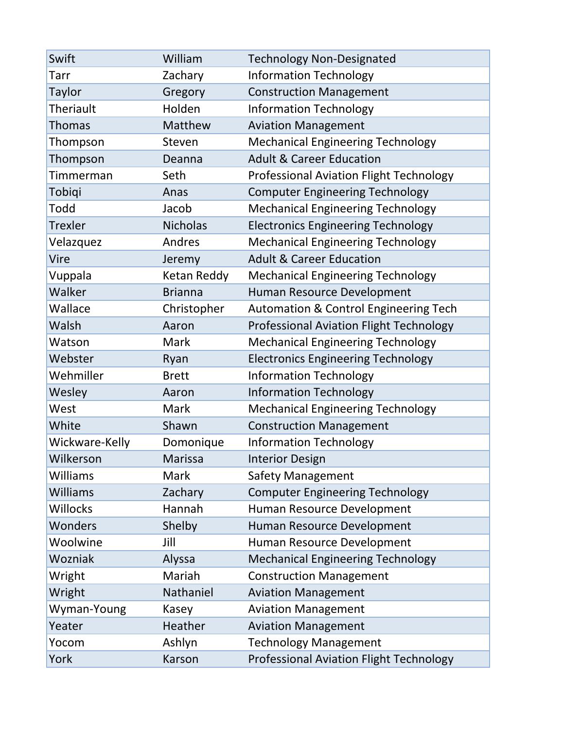| | | |
|---|---|---|
| Swift | William | Technology Non-Designated |
| Tarr | Zachary | Information Technology |
| Taylor | Gregory | Construction Management |
| Theriault | Holden | Information Technology |
| Thomas | Matthew | Aviation Management |
| Thompson | Steven | Mechanical Engineering Technology |
| Thompson | Deanna | Adult & Career Education |
| Timmerman | Seth | Professional Aviation Flight Technology |
| Tobiqi | Anas | Computer Engineering Technology |
| Todd | Jacob | Mechanical Engineering Technology |
| Trexler | Nicholas | Electronics Engineering Technology |
| Velazquez | Andres | Mechanical Engineering Technology |
| Vire | Jeremy | Adult & Career Education |
| Vuppala | Ketan Reddy | Mechanical Engineering Technology |
| Walker | Brianna | Human Resource Development |
| Wallace | Christopher | Automation & Control Engineering Tech |
| Walsh | Aaron | Professional Aviation Flight Technology |
| Watson | Mark | Mechanical Engineering Technology |
| Webster | Ryan | Electronics Engineering Technology |
| Wehmiller | Brett | Information Technology |
| Wesley | Aaron | Information Technology |
| West | Mark | Mechanical Engineering Technology |
| White | Shawn | Construction Management |
| Wickware-Kelly | Domonique | Information Technology |
| Wilkerson | Marissa | Interior Design |
| Williams | Mark | Safety Management |
| Williams | Zachary | Computer Engineering Technology |
| Willocks | Hannah | Human Resource Development |
| Wonders | Shelby | Human Resource Development |
| Woolwine | Jill | Human Resource Development |
| Wozniak | Alyssa | Mechanical Engineering Technology |
| Wright | Mariah | Construction Management |
| Wright | Nathaniel | Aviation Management |
| Wyman-Young | Kasey | Aviation Management |
| Yeater | Heather | Aviation Management |
| Yocom | Ashlyn | Technology Management |
| York | Karson | Professional Aviation Flight Technology |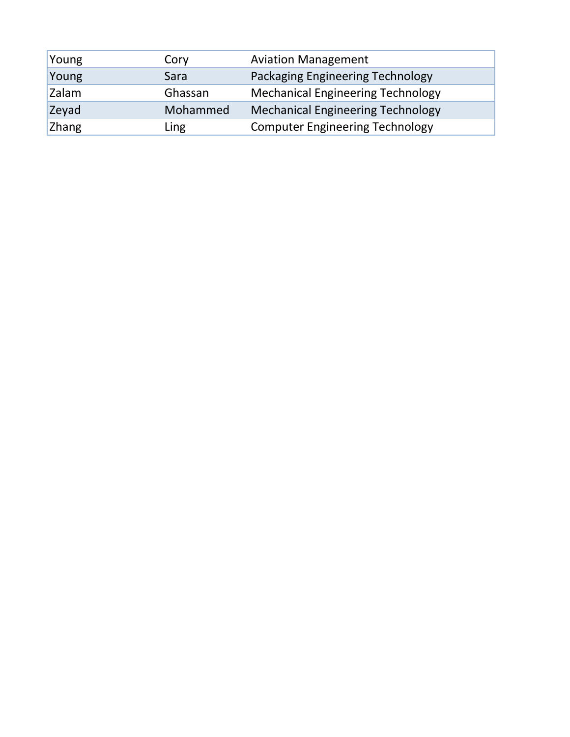| | | |
|---|---|---|
| Young | Cory | Aviation Management |
| Young | Sara | Packaging Engineering Technology |
| Zalam | Ghassan | Mechanical Engineering Technology |
| Zeyad | Mohammed | Mechanical Engineering Technology |
| Zhang | Ling | Computer Engineering Technology |